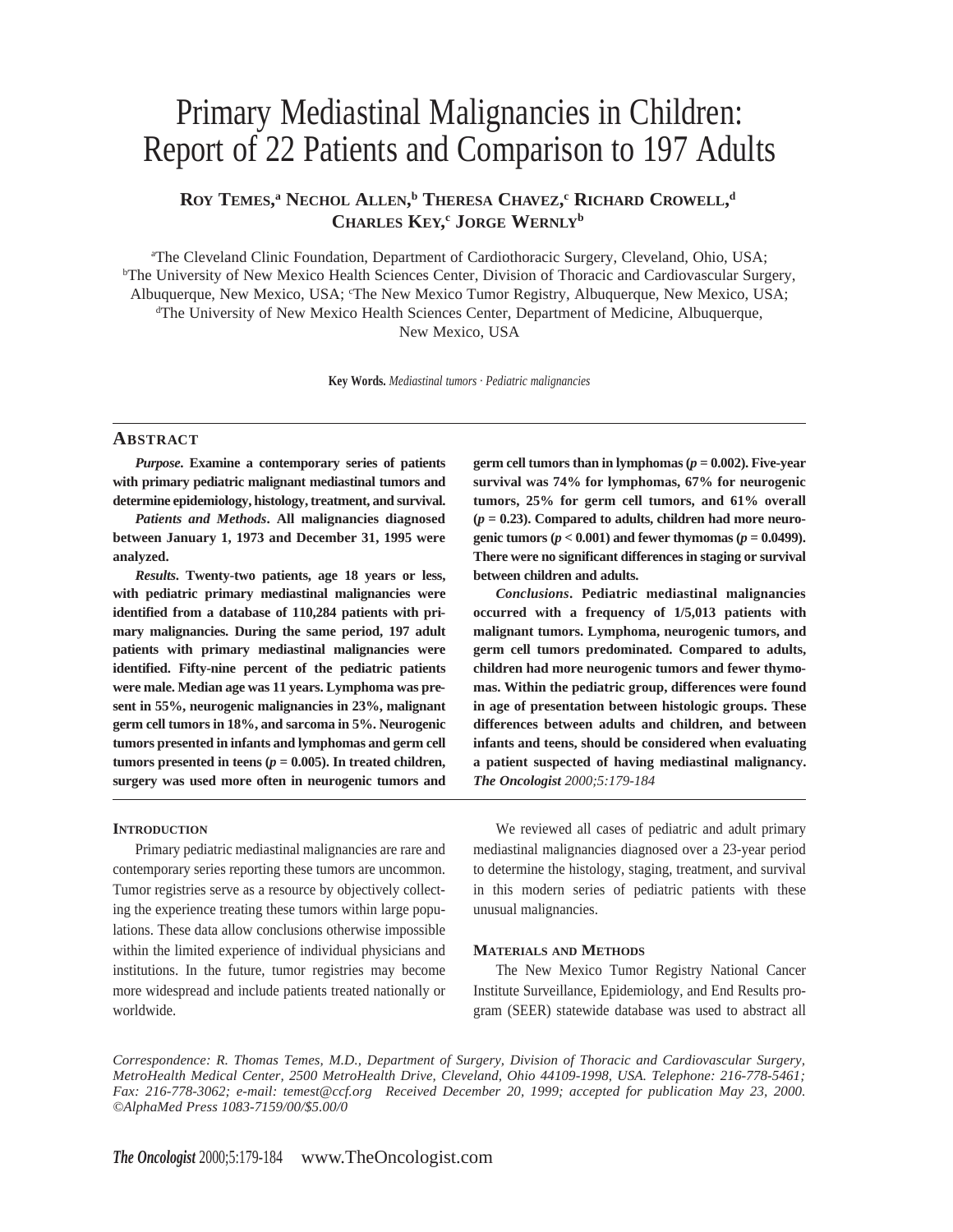# Primary Mediastinal Malignancies in Children: Report of 22 Patients and Comparison to 197 Adults

**Roy Temes,[a] Nechol Allen,[b] Theresa Chavez,[c] Richard Crowell,[d] Charles Key,[c] Jorge Wernly[b]**

[a]The Cleveland Clinic Foundation, Department of Cardiothoracic Surgery, Cleveland, Ohio, USA; [b]The University of New Mexico Health Sciences Center, Division of Thoracic and Cardiovascular Surgery, Albuquerque, New Mexico, USA; [c]The New Mexico Tumor Registry, Albuquerque, New Mexico, USA; [d]The University of New Mexico Health Sciences Center, Department of Medicine, Albuquerque, New Mexico, USA

**Key Words.** *Mediastinal tumors · Pediatric malignancies*

## Abstract

***Purpose*. Examine a contemporary series of patients with primary pediatric malignant mediastinal tumors and determine epidemiology, histology, treatment, and survival.**

***Patients and Methods*. All malignancies diagnosed between January 1, 1973 and December 31, 1995 were analyzed.**

***Results*. Twenty-two patients, age 18 years or less, with pediatric primary mediastinal malignancies were identified from a database of 110,284 patients with primary malignancies. During the same period, 197 adult patients with primary mediastinal malignancies were identified. Fifty-nine percent of the pediatric patients were male. Median age was 11 years. Lymphoma was present in 55%, neurogenic malignancies in 23%, malignant germ cell tumors in 18%, and sarcoma in 5%. Neurogenic tumors presented in infants and lymphomas and germ cell tumors presented in teens ($p = 0.005$). In treated children, surgery was used more often in neurogenic tumors and germ cell tumors than in lymphomas ($p = 0.002$). Five-year survival was 74% for lymphomas, 67% for neurogenic tumors, 25% for germ cell tumors, and 61% overall ($p = 0.23$). Compared to adults, children had more neurogenic tumors ($p < 0.001$) and fewer thymomas ($p = 0.0499$). There were no significant differences in staging or survival between children and adults.**

***Conclusions*. Pediatric mediastinal malignancies occurred with a frequency of 1/5,013 patients with malignant tumors. Lymphoma, neurogenic tumors, and germ cell tumors predominated. Compared to adults, children had more neurogenic tumors and fewer thymomas. Within the pediatric group, differences were found in age of presentation between histologic groups. These differences between adults and children, and between infants and teens, should be considered when evaluating a patient suspected of having mediastinal malignancy. *The Oncologist* *2000;5:179-184***

### Introduction

Primary pediatric mediastinal malignancies are rare and contemporary series reporting these tumors are uncommon. Tumor registries serve as a resource by objectively collecting the experience treating these tumors within large populations. These data allow conclusions otherwise impossible within the limited experience of individual physicians and institutions. In the future, tumor registries may become more widespread and include patients treated nationally or worldwide.

We reviewed all cases of pediatric and adult primary mediastinal malignancies diagnosed over a 23-year period to determine the histology, staging, treatment, and survival in this modern series of pediatric patients with these unusual malignancies.

### Materials and Methods

The New Mexico Tumor Registry National Cancer Institute Surveillance, Epidemiology, and End Results program (SEER) statewide database was used to abstract all

*Correspondence: R. Thomas Temes, M.D., Department of Surgery, Division of Thoracic and Cardiovascular Surgery, MetroHealth Medical Center, 2500 MetroHealth Drive, Cleveland, Ohio 44109-1998, USA. Telephone: 216-778-5461; Fax: 216-778-3062; e-mail: temest@ccf.org Received December 20, 1999; accepted for publication May 23, 2000. ©AlphaMed Press 1083-7159/00/$5.00/0*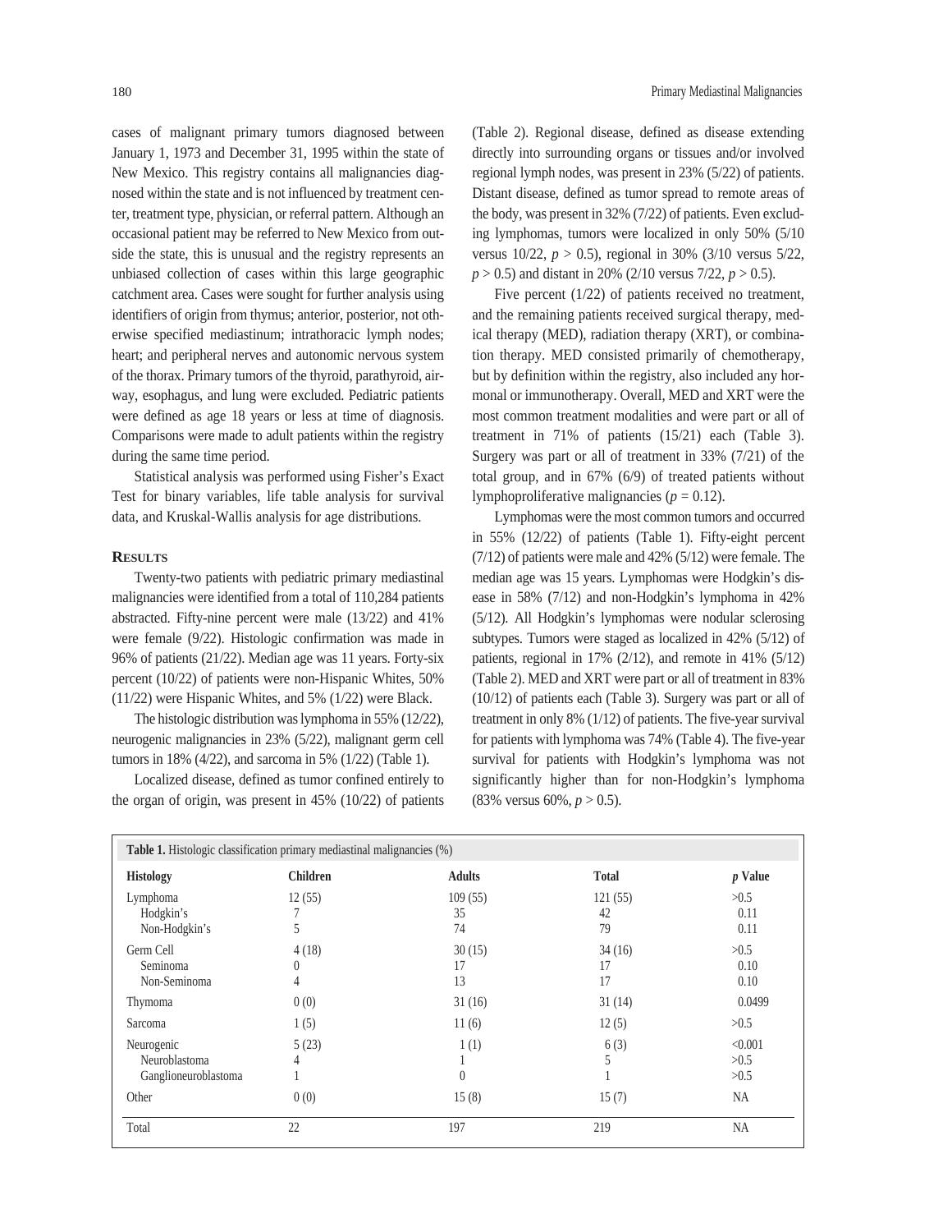cases of malignant primary tumors diagnosed between January 1, 1973 and December 31, 1995 within the state of New Mexico. This registry contains all malignancies diagnosed within the state and is not influenced by treatment center, treatment type, physician, or referral pattern. Although an occasional patient may be referred to New Mexico from outside the state, this is unusual and the registry represents an unbiased collection of cases within this large geographic catchment area. Cases were sought for further analysis using identifiers of origin from thymus; anterior, posterior, not otherwise specified mediastinum; intrathoracic lymph nodes; heart; and peripheral nerves and autonomic nervous system of the thorax. Primary tumors of the thyroid, parathyroid, airway, esophagus, and lung were excluded. Pediatric patients were defined as age 18 years or less at time of diagnosis. Comparisons were made to adult patients within the registry during the same time period.

Statistical analysis was performed using Fisher's Exact Test for binary variables, life table analysis for survival data, and Kruskal-Wallis analysis for age distributions.

## Results

Twenty-two patients with pediatric primary mediastinal malignancies were identified from a total of 110,284 patients abstracted. Fifty-nine percent were male (13/22) and 41% were female (9/22). Histologic confirmation was made in 96% of patients (21/22). Median age was 11 years. Forty-six percent (10/22) of patients were non-Hispanic Whites, 50% (11/22) were Hispanic Whites, and 5% (1/22) were Black.

The histologic distribution was lymphoma in 55% (12/22), neurogenic malignancies in 23% (5/22), malignant germ cell tumors in 18% (4/22), and sarcoma in 5% (1/22) (Table 1).

Localized disease, defined as tumor confined entirely to the organ of origin, was present in 45% (10/22) of patients (Table 2). Regional disease, defined as disease extending directly into surrounding organs or tissues and/or involved regional lymph nodes, was present in 23% (5/22) of patients. Distant disease, defined as tumor spread to remote areas of the body, was present in 32% (7/22) of patients. Even excluding lymphomas, tumors were localized in only 50% (5/10 versus 10/22, $p > 0.5$), regional in 30% (3/10 versus 5/22, $p > 0.5$) and distant in 20% (2/10 versus 7/22, $p > 0.5$).

Five percent (1/22) of patients received no treatment, and the remaining patients received surgical therapy, medical therapy (MED), radiation therapy (XRT), or combination therapy. MED consisted primarily of chemotherapy, but by definition within the registry, also included any hormonal or immunotherapy. Overall, MED and XRT were the most common treatment modalities and were part or all of treatment in 71% of patients (15/21) each (Table 3). Surgery was part or all of treatment in 33% (7/21) of the total group, and in 67% (6/9) of treated patients without lymphoproliferative malignancies ($p = 0.12$).

Lymphomas were the most common tumors and occurred in 55% (12/22) of patients (Table 1). Fifty-eight percent (7/12) of patients were male and 42% (5/12) were female. The median age was 15 years. Lymphomas were Hodgkin's disease in 58% (7/12) and non-Hodgkin's lymphoma in 42% (5/12). All Hodgkin's lymphomas were nodular sclerosing subtypes. Tumors were staged as localized in 42% (5/12) of patients, regional in 17% (2/12), and remote in 41% (5/12) (Table 2). MED and XRT were part or all of treatment in 83% (10/12) of patients each (Table 3). Surgery was part or all of treatment in only 8% (1/12) of patients. The five-year survival for patients with lymphoma was 74% (Table 4). The five-year survival for patients with Hodgkin's lymphoma was not significantly higher than for non-Hodgkin's lymphoma (83% versus 60%, $p > 0.5$).

**Table 1.** Histologic classification primary mediastinal malignancies (%)

| Histology | Children | Adults | Total | *p* Value |
|---|---|---|---|---|
| Lymphoma | 12 (55) | 109 (55) | 121 (55) | >0.5 |
| Hodgkin's | 7 | 35 | 42 | 0.11 |
| Non-Hodgkin's | 5 | 74 | 79 | 0.11 |
| Germ Cell | 4 (18) | 30 (15) | 34 (16) | >0.5 |
| Seminoma | 0 | 17 | 17 | 0.10 |
| Non-Seminoma | 4 | 13 | 17 | 0.10 |
| Thymoma | 0 (0) | 31 (16) | 31 (14) | 0.0499 |
| Sarcoma | 1 (5) | 11 (6) | 12 (5) | >0.5 |
| Neurogenic | 5 (23) | 1 (1) | 6 (3) | <0.001 |
| Neuroblastoma | 4 | 1 | 5 | >0.5 |
| Ganglioneuroblastoma | 1 | 0 | 1 | >0.5 |
| Other | 0 (0) | 15 (8) | 15 (7) | NA |
| Total | 22 | 197 | 219 | NA |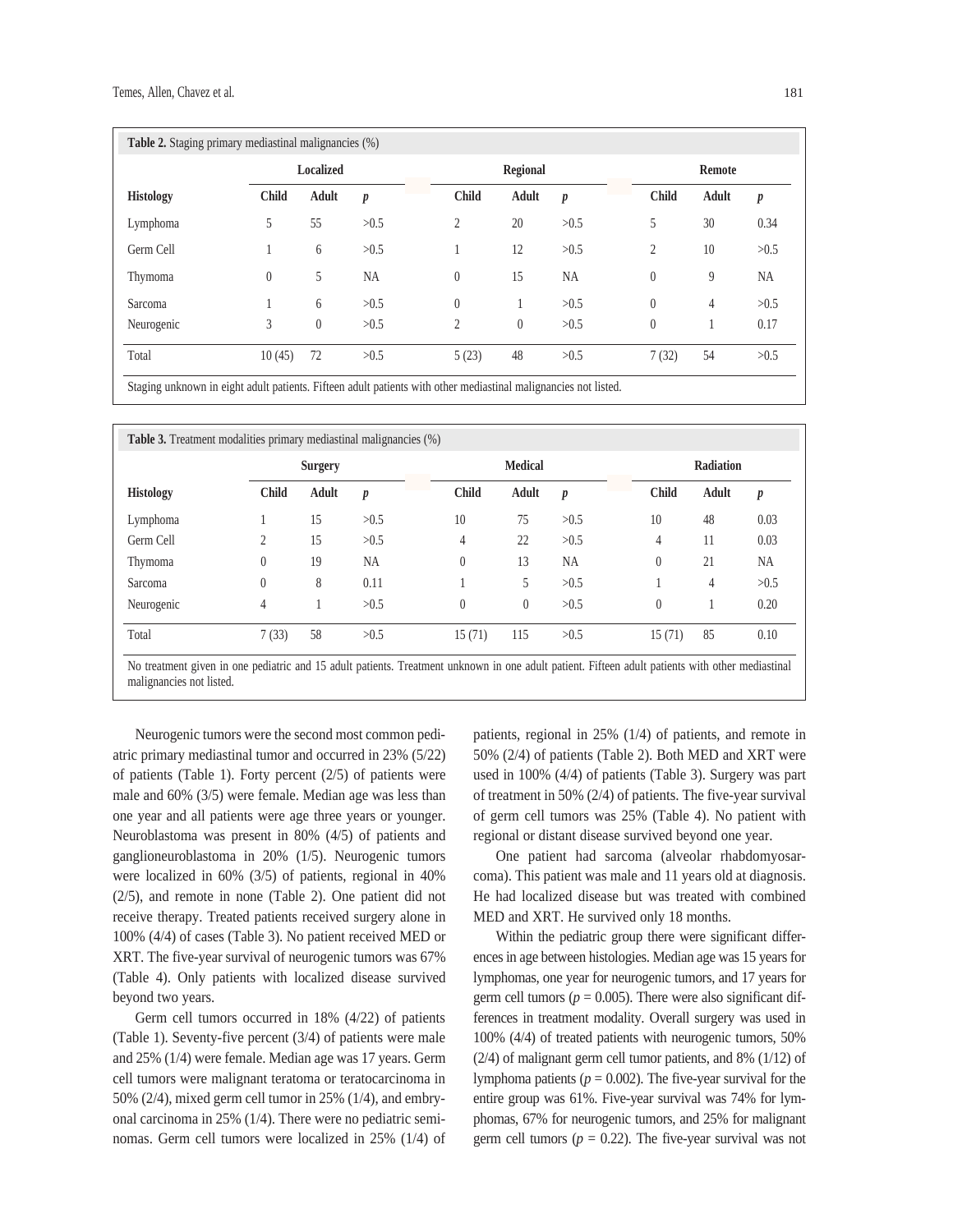**Table 2.** Staging primary mediastinal malignancies (%)

| | Localized | | | Regional | | | Remote | | |
|---|---|---|---|---|---|---|---|---|---|
| **Histology** | **Child** | **Adult** | ***p*** | **Child** | **Adult** | ***p*** | **Child** | **Adult** | ***p*** |
| Lymphoma | 5 | 55 | >0.5 | 2 | 20 | >0.5 | 5 | 30 | 0.34 |
| Germ Cell | 1 | 6 | >0.5 | 1 | 12 | >0.5 | 2 | 10 | >0.5 |
| Thymoma | 0 | 5 | NA | 0 | 15 | NA | 0 | 9 | NA |
| Sarcoma | 1 | 6 | >0.5 | 0 | 1 | >0.5 | 0 | 4 | >0.5 |
| Neurogenic | 3 | 0 | >0.5 | 2 | 0 | >0.5 | 0 | 1 | 0.17 |
| Total | 10 (45) | 72 | >0.5 | 5 (23) | 48 | >0.5 | 7 (32) | 54 | >0.5 |

Staging unknown in eight adult patients. Fifteen adult patients with other mediastinal malignancies not listed.

**Table 3.** Treatment modalities primary mediastinal malignancies (%)

| | Surgery | | | Medical | | | Radiation | | |
|---|---|---|---|---|---|---|---|---|---|
| **Histology** | **Child** | **Adult** | ***p*** | **Child** | **Adult** | ***p*** | **Child** | **Adult** | ***p*** |
| Lymphoma | 1 | 15 | >0.5 | 10 | 75 | >0.5 | 10 | 48 | 0.03 |
| Germ Cell | 2 | 15 | >0.5 | 4 | 22 | >0.5 | 4 | 11 | 0.03 |
| Thymoma | 0 | 19 | NA | 0 | 13 | NA | 0 | 21 | NA |
| Sarcoma | 0 | 8 | 0.11 | 1 | 5 | >0.5 | 1 | 4 | >0.5 |
| Neurogenic | 4 | 1 | >0.5 | 0 | 0 | >0.5 | 0 | 1 | 0.20 |
| Total | 7 (33) | 58 | >0.5 | 15 (71) | 115 | >0.5 | 15 (71) | 85 | 0.10 |

No treatment given in one pediatric and 15 adult patients. Treatment unknown in one adult patient. Fifteen adult patients with other mediastinal malignancies not listed.

Neurogenic tumors were the second most common pediatric primary mediastinal tumor and occurred in 23% (5/22) of patients (Table 1). Forty percent (2/5) of patients were male and 60% (3/5) were female. Median age was less than one year and all patients were age three years or younger. Neuroblastoma was present in 80% (4/5) of patients and ganglioneuroblastoma in 20% (1/5). Neurogenic tumors were localized in 60% (3/5) of patients, regional in 40% (2/5), and remote in none (Table 2). One patient did not receive therapy. Treated patients received surgery alone in 100% (4/4) of cases (Table 3). No patient received MED or XRT. The five-year survival of neurogenic tumors was 67% (Table 4). Only patients with localized disease survived beyond two years.

Germ cell tumors occurred in 18% (4/22) of patients (Table 1). Seventy-five percent (3/4) of patients were male and 25% (1/4) were female. Median age was 17 years. Germ cell tumors were malignant teratoma or teratocarcinoma in 50% (2/4), mixed germ cell tumor in 25% (1/4), and embryonal carcinoma in 25% (1/4). There were no pediatric seminomas. Germ cell tumors were localized in 25% (1/4) of patients, regional in 25% (1/4) of patients, and remote in 50% (2/4) of patients (Table 2). Both MED and XRT were used in 100% (4/4) of patients (Table 3). Surgery was part of treatment in 50% (2/4) of patients. The five-year survival of germ cell tumors was 25% (Table 4). No patient with regional or distant disease survived beyond one year.

One patient had sarcoma (alveolar rhabdomyosarcoma). This patient was male and 11 years old at diagnosis. He had localized disease but was treated with combined MED and XRT. He survived only 18 months.

Within the pediatric group there were significant differences in age between histologies. Median age was 15 years for lymphomas, one year for neurogenic tumors, and 17 years for germ cell tumors ($p = 0.005$). There were also significant differences in treatment modality. Overall surgery was used in 100% (4/4) of treated patients with neurogenic tumors, 50% (2/4) of malignant germ cell tumor patients, and 8% (1/12) of lymphoma patients ($p = 0.002$). The five-year survival for the entire group was 61%. Five-year survival was 74% for lymphomas, 67% for neurogenic tumors, and 25% for malignant germ cell tumors ($p = 0.22$). The five-year survival was not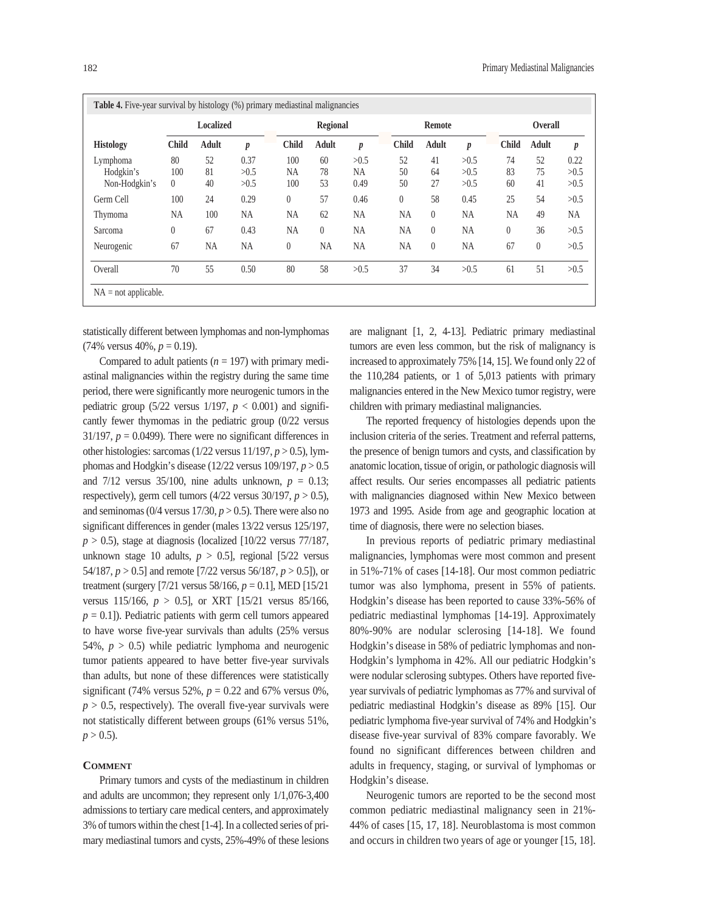**Table 4.** Five-year survival by histology (%) primary mediastinal malignancies

| | Localized | | | Regional | | | Remote | | | Overall | | |
|---|---|---|---|---|---|---|---|---|---|---|---|---|
| **Histology** | **Child** | **Adult** | ***p*** | **Child** | **Adult** | ***p*** | **Child** | **Adult** | ***p*** | **Child** | **Adult** | ***p*** |
| Lymphoma | 80 | 52 | 0.37 | 100 | 60 | >0.5 | 52 | 41 | >0.5 | 74 | 52 | 0.22 |
| Hodgkin's | 100 | 81 | >0.5 | NA | 78 | NA | 50 | 64 | >0.5 | 83 | 75 | >0.5 |
| Non-Hodgkin's | 0 | 40 | >0.5 | 100 | 53 | 0.49 | 50 | 27 | >0.5 | 60 | 41 | >0.5 |
| Germ Cell | 100 | 24 | 0.29 | 0 | 57 | 0.46 | 0 | 58 | 0.45 | 25 | 54 | >0.5 |
| Thymoma | NA | 100 | NA | NA | 62 | NA | NA | 0 | NA | NA | 49 | NA |
| Sarcoma | 0 | 67 | 0.43 | NA | 0 | NA | NA | 0 | NA | 0 | 36 | >0.5 |
| Neurogenic | 67 | NA | NA | 0 | NA | NA | NA | 0 | NA | 67 | 0 | >0.5 |
| Overall | 70 | 55 | 0.50 | 80 | 58 | >0.5 | 37 | 34 | >0.5 | 61 | 51 | >0.5 |

NA = not applicable.

statistically different between lymphomas and non-lymphomas (74% versus 40%, $p = 0.19$).

Compared to adult patients ($n = 197$) with primary mediastinal malignancies within the registry during the same time period, there were significantly more neurogenic tumors in the pediatric group (5/22 versus 1/197, $p < 0.001$) and significantly fewer thymomas in the pediatric group (0/22 versus 31/197, $p = 0.0499$). There were no significant differences in other histologies: sarcomas (1/22 versus 11/197, $p > 0.5$), lymphomas and Hodgkin's disease (12/22 versus 109/197, $p > 0.5$ and 7/12 versus 35/100, nine adults unknown, $p = 0.13$; respectively), germ cell tumors (4/22 versus 30/197, $p > 0.5$), and seminomas (0/4 versus 17/30, $p > 0.5$). There were also no significant differences in gender (males 13/22 versus 125/197, $p > 0.5$), stage at diagnosis (localized [10/22 versus 77/187, unknown stage 10 adults, $p > 0.5$], regional [5/22 versus 54/187, $p > 0.5$] and remote [7/22 versus 56/187, $p > 0.5$]), or treatment (surgery [7/21 versus 58/166, $p = 0.1$], MED [15/21 versus 115/166, $p > 0.5$], or XRT [15/21 versus 85/166, $p = 0.1$]). Pediatric patients with germ cell tumors appeared to have worse five-year survivals than adults (25% versus 54%, $p > 0.5$) while pediatric lymphoma and neurogenic tumor patients appeared to have better five-year survivals than adults, but none of these differences were statistically significant (74% versus 52%, $p = 0.22$ and 67% versus 0%, $p > 0.5$, respectively). The overall five-year survivals were not statistically different between groups (61% versus 51%, $p > 0.5$).

## Comment

Primary tumors and cysts of the mediastinum in children and adults are uncommon; they represent only 1/1,076-3,400 admissions to tertiary care medical centers, and approximately 3% of tumors within the chest [1-4]. In a collected series of primary mediastinal tumors and cysts, 25%-49% of these lesions are malignant [1, 2, 4-13]. Pediatric primary mediastinal tumors are even less common, but the risk of malignancy is increased to approximately 75% [14, 15]. We found only 22 of the 110,284 patients, or 1 of 5,013 patients with primary malignancies entered in the New Mexico tumor registry, were children with primary mediastinal malignancies.

The reported frequency of histologies depends upon the inclusion criteria of the series. Treatment and referral patterns, the presence of benign tumors and cysts, and classification by anatomic location, tissue of origin, or pathologic diagnosis will affect results. Our series encompasses all pediatric patients with malignancies diagnosed within New Mexico between 1973 and 1995. Aside from age and geographic location at time of diagnosis, there were no selection biases.

In previous reports of pediatric primary mediastinal malignancies, lymphomas were most common and present in 51%-71% of cases [14-18]. Our most common pediatric tumor was also lymphoma, present in 55% of patients. Hodgkin's disease has been reported to cause 33%-56% of pediatric mediastinal lymphomas [14-19]. Approximately 80%-90% are nodular sclerosing [14-18]. We found Hodgkin's disease in 58% of pediatric lymphomas and non-Hodgkin's lymphoma in 42%. All our pediatric Hodgkin's were nodular sclerosing subtypes. Others have reported five-year survivals of pediatric lymphomas as 77% and survival of pediatric mediastinal Hodgkin's disease as 89% [15]. Our pediatric lymphoma five-year survival of 74% and Hodgkin's disease five-year survival of 83% compare favorably. We found no significant differences between children and adults in frequency, staging, or survival of lymphomas or Hodgkin's disease.

Neurogenic tumors are reported to be the second most common pediatric mediastinal malignancy seen in 21%-44% of cases [15, 17, 18]. Neuroblastoma is most common and occurs in children two years of age or younger [15, 18].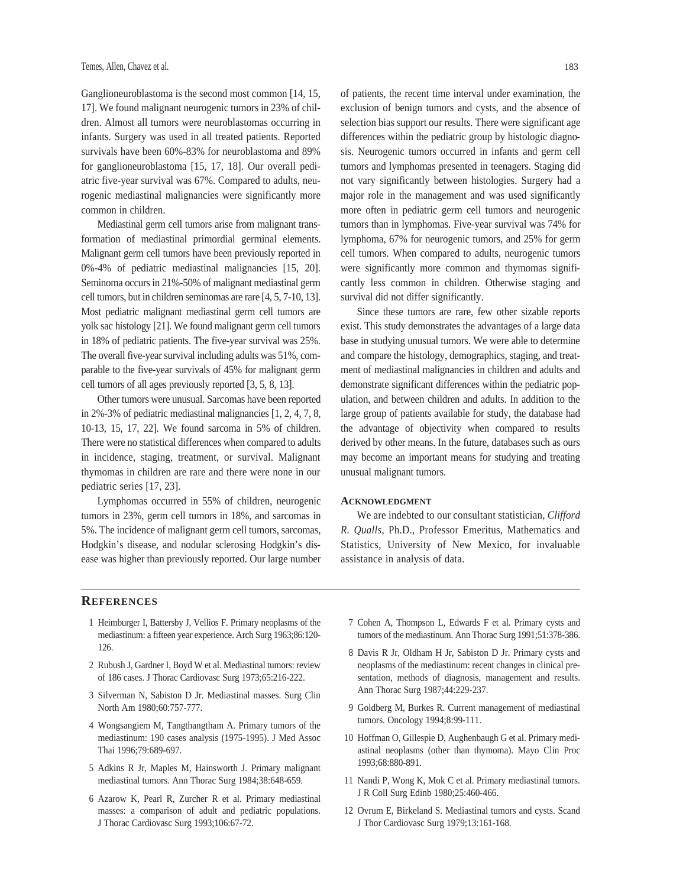Ganglioneuroblastoma is the second most common [14, 15, 17]. We found malignant neurogenic tumors in 23% of children. Almost all tumors were neuroblastomas occurring in infants. Surgery was used in all treated patients. Reported survivals have been 60%-83% for neuroblastoma and 89% for ganglioneuroblastoma [15, 17, 18]. Our overall pediatric five-year survival was 67%. Compared to adults, neurogenic mediastinal malignancies were significantly more common in children.

Mediastinal germ cell tumors arise from malignant transformation of mediastinal primordial germinal elements. Malignant germ cell tumors have been previously reported in 0%-4% of pediatric mediastinal malignancies [15, 20]. Seminoma occurs in 21%-50% of malignant mediastinal germ cell tumors, but in children seminomas are rare [4, 5, 7-10, 13]. Most pediatric malignant mediastinal germ cell tumors are yolk sac histology [21]. We found malignant germ cell tumors in 18% of pediatric patients. The five-year survival was 25%. The overall five-year survival including adults was 51%, comparable to the five-year survivals of 45% for malignant germ cell tumors of all ages previously reported [3, 5, 8, 13].

Other tumors were unusual. Sarcomas have been reported in 2%-3% of pediatric mediastinal malignancies [1, 2, 4, 7, 8, 10-13, 15, 17, 22]. We found sarcoma in 5% of children. There were no statistical differences when compared to adults in incidence, staging, treatment, or survival. Malignant thymomas in children are rare and there were none in our pediatric series [17, 23].

Lymphomas occurred in 55% of children, neurogenic tumors in 23%, germ cell tumors in 18%, and sarcomas in 5%. The incidence of malignant germ cell tumors, sarcomas, Hodgkin's disease, and nodular sclerosing Hodgkin's disease was higher than previously reported. Our large number of patients, the recent time interval under examination, the exclusion of benign tumors and cysts, and the absence of selection bias support our results. There were significant age differences within the pediatric group by histologic diagnosis. Neurogenic tumors occurred in infants and germ cell tumors and lymphomas presented in teenagers. Staging did not vary significantly between histologies. Surgery had a major role in the management and was used significantly more often in pediatric germ cell tumors and neurogenic tumors than in lymphomas. Five-year survival was 74% for lymphoma, 67% for neurogenic tumors, and 25% for germ cell tumors. When compared to adults, neurogenic tumors were significantly more common and thymomas significantly less common in children. Otherwise staging and survival did not differ significantly.

Since these tumors are rare, few other sizable reports exist. This study demonstrates the advantages of a large data base in studying unusual tumors. We were able to determine and compare the histology, demographics, staging, and treatment of mediastinal malignancies in children and adults and demonstrate significant differences within the pediatric population, and between children and adults. In addition to the large group of patients available for study, the database had the advantage of objectivity when compared to results derived by other means. In the future, databases such as ours may become an important means for studying and treating unusual malignant tumors.

#### Acknowledgment

We are indebted to our consultant statistician, *Clifford R. Qualls*, Ph.D., Professor Emeritus, Mathematics and Statistics, University of New Mexico, for invaluable assistance in analysis of data.

## References

1. Heimburger I, Battersby J, Vellios F. Primary neoplasms of the mediastinum: a fifteen year experience. Arch Surg 1963;86:120-126.
2. Rubush J, Gardner I, Boyd W et al. Mediastinal tumors: review of 186 cases. J Thorac Cardiovasc Surg 1973;65:216-222.
3. Silverman N, Sabiston D Jr. Mediastinal masses. Surg Clin North Am 1980;60:757-777.
4. Wongsangiem M, Tangthangtham A. Primary tumors of the mediastinum: 190 cases analysis (1975-1995). J Med Assoc Thai 1996;79:689-697.
5. Adkins R Jr, Maples M, Hainsworth J. Primary malignant mediastinal tumors. Ann Thorac Surg 1984;38:648-659.
6. Azarow K, Pearl R, Zurcher R et al. Primary mediastinal masses: a comparison of adult and pediatric populations. J Thorac Cardiovasc Surg 1993;106:67-72.
7. Cohen A, Thompson L, Edwards F et al. Primary cysts and tumors of the mediastinum. Ann Thorac Surg 1991;51:378-386.
8. Davis R Jr, Oldham H Jr, Sabiston D Jr. Primary cysts and neoplasms of the mediastinum: recent changes in clinical presentation, methods of diagnosis, management and results. Ann Thorac Surg 1987;44:229-237.
9. Goldberg M, Burkes R. Current management of mediastinal tumors. Oncology 1994;8:99-111.
10. Hoffman O, Gillespie D, Aughenbaugh G et al. Primary mediastinal neoplasms (other than thymoma). Mayo Clin Proc 1993;68:880-891.
11. Nandi P, Wong K, Mok C et al. Primary mediastinal tumors. J R Coll Surg Edinb 1980;25:460-466.
12. Ovrum E, Birkeland S. Mediastinal tumors and cysts. Scand J Thor Cardiovasc Surg 1979;13:161-168.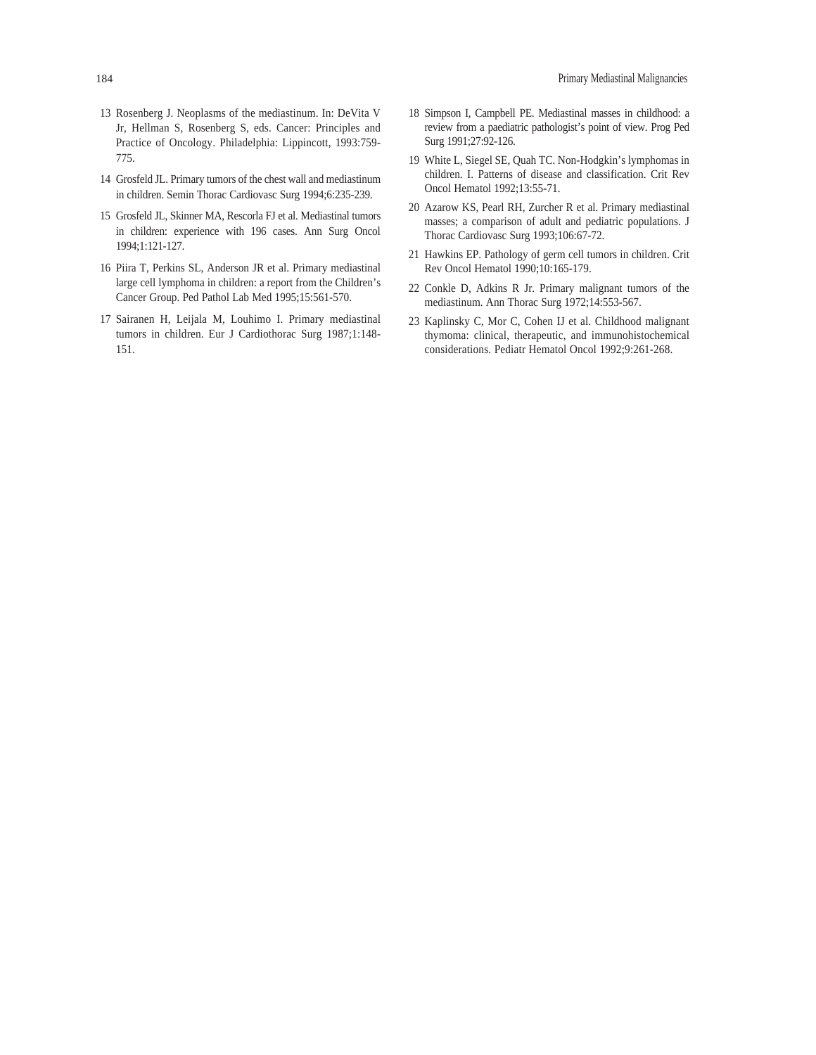13 Rosenberg J. Neoplasms of the mediastinum. In: DeVita V Jr, Hellman S, Rosenberg S, eds. Cancer: Principles and Practice of Oncology. Philadelphia: Lippincott, 1993:759-775.

14 Grosfeld JL. Primary tumors of the chest wall and mediastinum in children. Semin Thorac Cardiovasc Surg 1994;6:235-239.

15 Grosfeld JL, Skinner MA, Rescorla FJ et al. Mediastinal tumors in children: experience with 196 cases. Ann Surg Oncol 1994;1:121-127.

16 Piira T, Perkins SL, Anderson JR et al. Primary mediastinal large cell lymphoma in children: a report from the Children's Cancer Group. Ped Pathol Lab Med 1995;15:561-570.

17 Sairanen H, Leijala M, Louhimo I. Primary mediastinal tumors in children. Eur J Cardiothorac Surg 1987;1:148-151.

18 Simpson I, Campbell PE. Mediastinal masses in childhood: a review from a paediatric pathologist's point of view. Prog Ped Surg 1991;27:92-126.

19 White L, Siegel SE, Quah TC. Non-Hodgkin's lymphomas in children. I. Patterns of disease and classification. Crit Rev Oncol Hematol 1992;13:55-71.

20 Azarow KS, Pearl RH, Zurcher R et al. Primary mediastinal masses; a comparison of adult and pediatric populations. J Thorac Cardiovasc Surg 1993;106:67-72.

21 Hawkins EP. Pathology of germ cell tumors in children. Crit Rev Oncol Hematol 1990;10:165-179.

22 Conkle D, Adkins R Jr. Primary malignant tumors of the mediastinum. Ann Thorac Surg 1972;14:553-567.

23 Kaplinsky C, Mor C, Cohen IJ et al. Childhood malignant thymoma: clinical, therapeutic, and immunohistochemical considerations. Pediatr Hematol Oncol 1992;9:261-268.